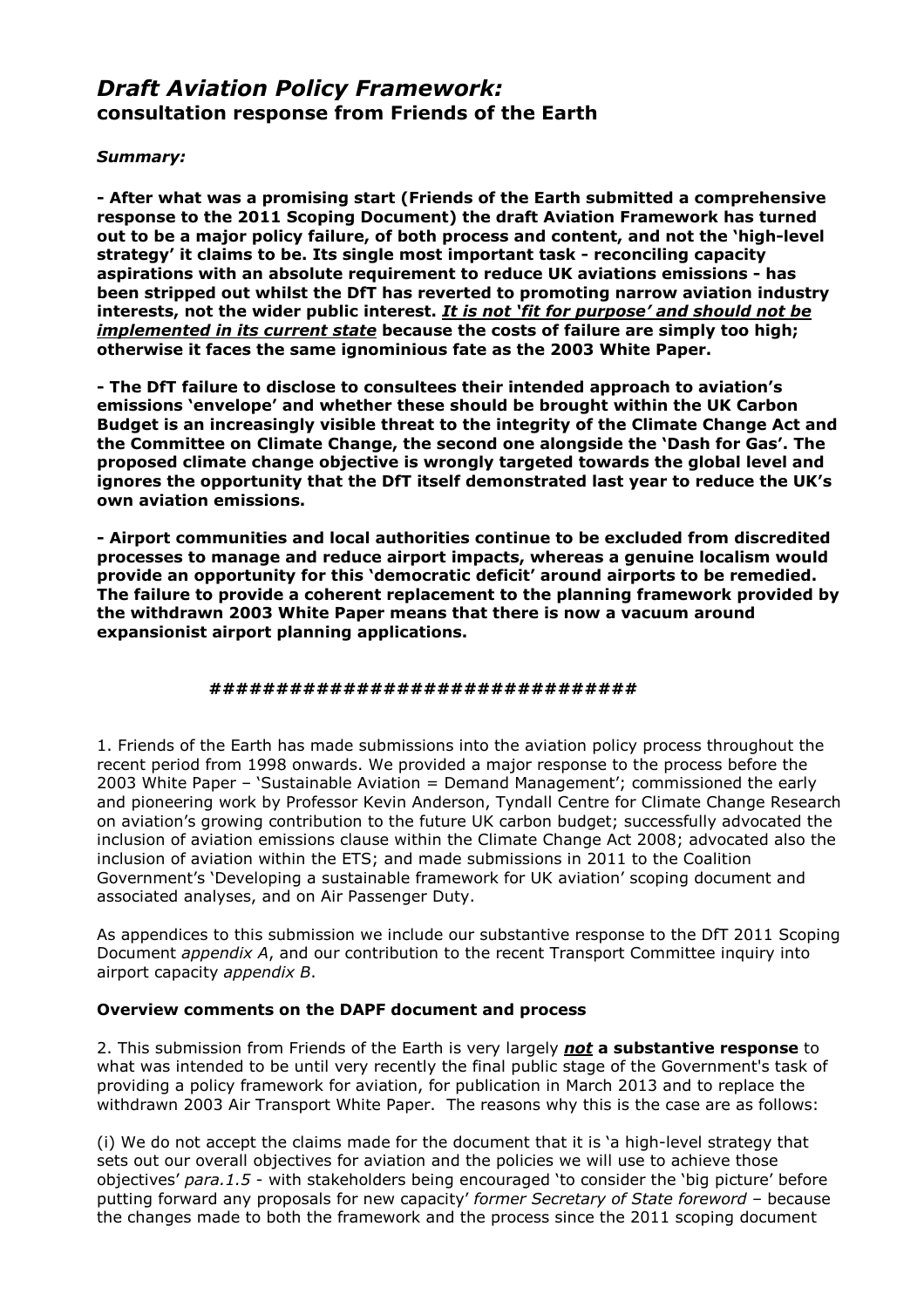# *Draft Aviation Policy Framework:*
## consultation response from Friends of the Earth

***Summary:***

**- After what was a promising start (Friends of the Earth submitted a comprehensive response to the 2011 Scoping Document) the draft Aviation Framework has turned out to be a major policy failure, of both process and content, and not the 'high-level strategy' it claims to be. Its single most important task - reconciling capacity aspirations with an absolute requirement to reduce UK aviations emissions - has been stripped out whilst the DfT has reverted to promoting narrow aviation industry interests, not the wider public interest. *<u>It is not 'fit for purpose' and should not be implemented in its current state</u>* because the costs of failure are simply too high; otherwise it faces the same ignominious fate as the 2003 White Paper.**

**- The DfT failure to disclose to consultees their intended approach to aviation's emissions 'envelope' and whether these should be brought within the UK Carbon Budget is an increasingly visible threat to the integrity of the Climate Change Act and the Committee on Climate Change, the second one alongside the 'Dash for Gas'. The proposed climate change objective is wrongly targeted towards the global level and ignores the opportunity that the DfT itself demonstrated last year to reduce the UK's own aviation emissions.**

**- Airport communities and local authorities continue to be excluded from discredited processes to manage and reduce airport impacts, whereas a genuine localism would provide an opportunity for this 'democratic deficit' around airports to be remedied. The failure to provide a coherent replacement to the planning framework provided by the withdrawn 2003 White Paper means that there is now a vacuum around expansionist airport planning applications.**

***##############################***

1. Friends of the Earth has made submissions into the aviation policy process throughout the recent period from 1998 onwards. We provided a major response to the process before the 2003 White Paper – 'Sustainable Aviation = Demand Management'; commissioned the early and pioneering work by Professor Kevin Anderson, Tyndall Centre for Climate Change Research on aviation's growing contribution to the future UK carbon budget; successfully advocated the inclusion of aviation emissions clause within the Climate Change Act 2008; advocated also the inclusion of aviation within the ETS; and made submissions in 2011 to the Coalition Government's 'Developing a sustainable framework for UK aviation' scoping document and associated analyses, and on Air Passenger Duty.

As appendices to this submission we include our substantive response to the DfT 2011 Scoping Document *appendix A*, and our contribution to the recent Transport Committee inquiry into airport capacity *appendix B*.

### Overview comments on the DAPF document and process

2. This submission from Friends of the Earth is very largely ***<u>not</u>* a substantive response** to what was intended to be until very recently the final public stage of the Government's task of providing a policy framework for aviation, for publication in March 2013 and to replace the withdrawn 2003 Air Transport White Paper. The reasons why this is the case are as follows:

(i) We do not accept the claims made for the document that it is 'a high-level strategy that sets out our overall objectives for aviation and the policies we will use to achieve those objectives' *para.1.5* - with stakeholders being encouraged 'to consider the 'big picture' before putting forward any proposals for new capacity' *former Secretary of State foreword* – because the changes made to both the framework and the process since the 2011 scoping document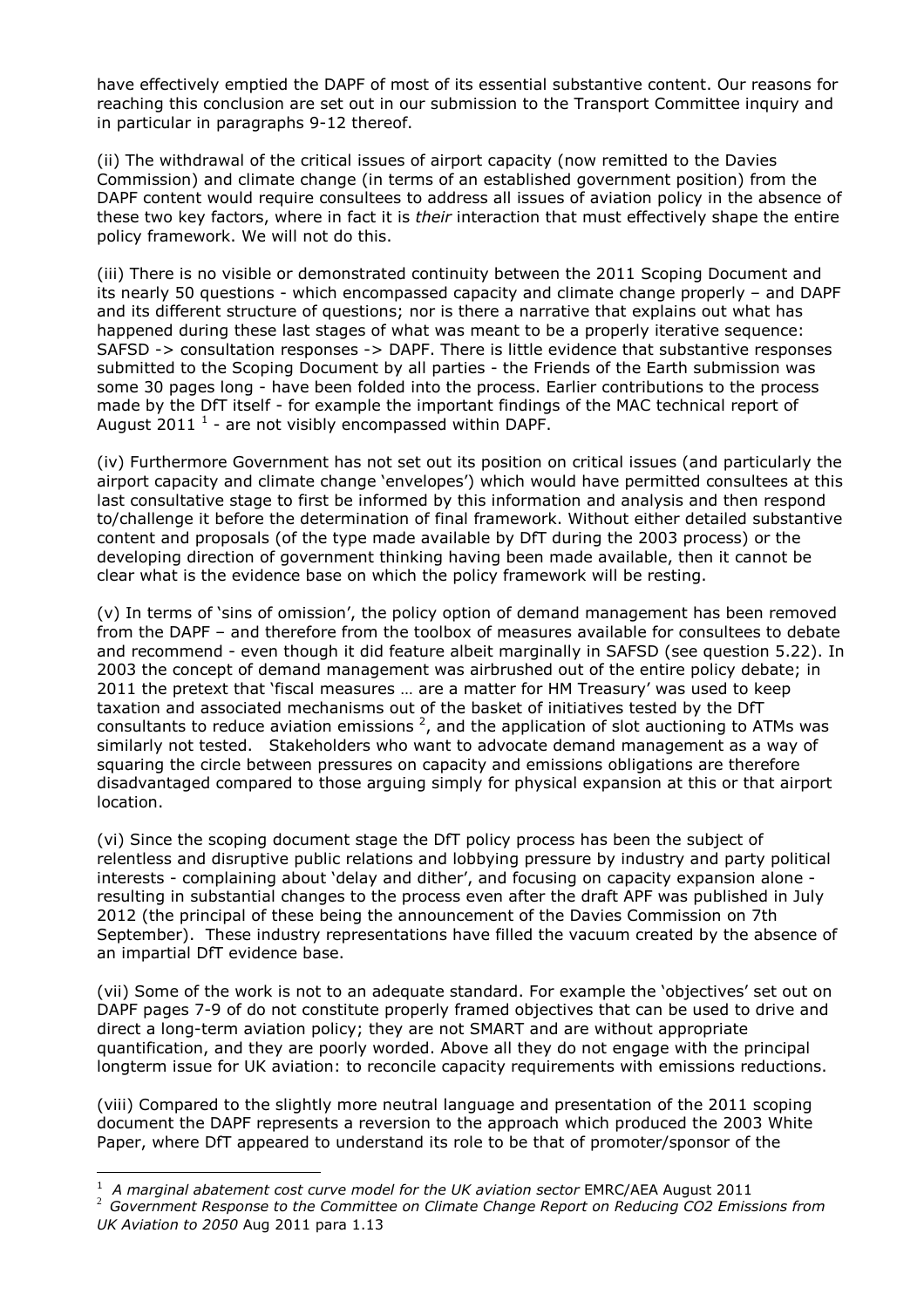have effectively emptied the DAPF of most of its essential substantive content. Our reasons for reaching this conclusion are set out in our submission to the Transport Committee inquiry and in particular in paragraphs 9-12 thereof.

(ii) The withdrawal of the critical issues of airport capacity (now remitted to the Davies Commission) and climate change (in terms of an established government position) from the DAPF content would require consultees to address all issues of aviation policy in the absence of these two key factors, where in fact it is *their* interaction that must effectively shape the entire policy framework. We will not do this.

(iii) There is no visible or demonstrated continuity between the 2011 Scoping Document and its nearly 50 questions - which encompassed capacity and climate change properly – and DAPF and its different structure of questions; nor is there a narrative that explains out what has happened during these last stages of what was meant to be a properly iterative sequence: SAFSD -> consultation responses -> DAPF. There is little evidence that substantive responses submitted to the Scoping Document by all parties - the Friends of the Earth submission was some 30 pages long - have been folded into the process. Earlier contributions to the process made by the DfT itself - for example the important findings of the MAC technical report of August 2011 [1] - are not visibly encompassed within DAPF.

(iv) Furthermore Government has not set out its position on critical issues (and particularly the airport capacity and climate change 'envelopes') which would have permitted consultees at this last consultative stage to first be informed by this information and analysis and then respond to/challenge it before the determination of final framework. Without either detailed substantive content and proposals (of the type made available by DfT during the 2003 process) or the developing direction of government thinking having been made available, then it cannot be clear what is the evidence base on which the policy framework will be resting.

(v) In terms of 'sins of omission', the policy option of demand management has been removed from the DAPF – and therefore from the toolbox of measures available for consultees to debate and recommend - even though it did feature albeit marginally in SAFSD (see question 5.22). In 2003 the concept of demand management was airbrushed out of the entire policy debate; in 2011 the pretext that 'fiscal measures … are a matter for HM Treasury' was used to keep taxation and associated mechanisms out of the basket of initiatives tested by the DfT consultants to reduce aviation emissions [2], and the application of slot auctioning to ATMs was similarly not tested. Stakeholders who want to advocate demand management as a way of squaring the circle between pressures on capacity and emissions obligations are therefore disadvantaged compared to those arguing simply for physical expansion at this or that airport location.

(vi) Since the scoping document stage the DfT policy process has been the subject of relentless and disruptive public relations and lobbying pressure by industry and party political interests - complaining about 'delay and dither', and focusing on capacity expansion alone - resulting in substantial changes to the process even after the draft APF was published in July 2012 (the principal of these being the announcement of the Davies Commission on 7th September). These industry representations have filled the vacuum created by the absence of an impartial DfT evidence base.

(vii) Some of the work is not to an adequate standard. For example the 'objectives' set out on DAPF pages 7-9 of do not constitute properly framed objectives that can be used to drive and direct a long-term aviation policy; they are not SMART and are without appropriate quantification, and they are poorly worded. Above all they do not engage with the principal longterm issue for UK aviation: to reconcile capacity requirements with emissions reductions.

(viii) Compared to the slightly more neutral language and presentation of the 2011 scoping document the DAPF represents a reversion to the approach which produced the 2003 White Paper, where DfT appeared to understand its role to be that of promoter/sponsor of the

---

[1] *A marginal abatement cost curve model for the UK aviation sector* EMRC/AEA August 2011

[2] *Government Response to the Committee on Climate Change Report on Reducing CO2 Emissions from UK Aviation to 2050* Aug 2011 para 1.13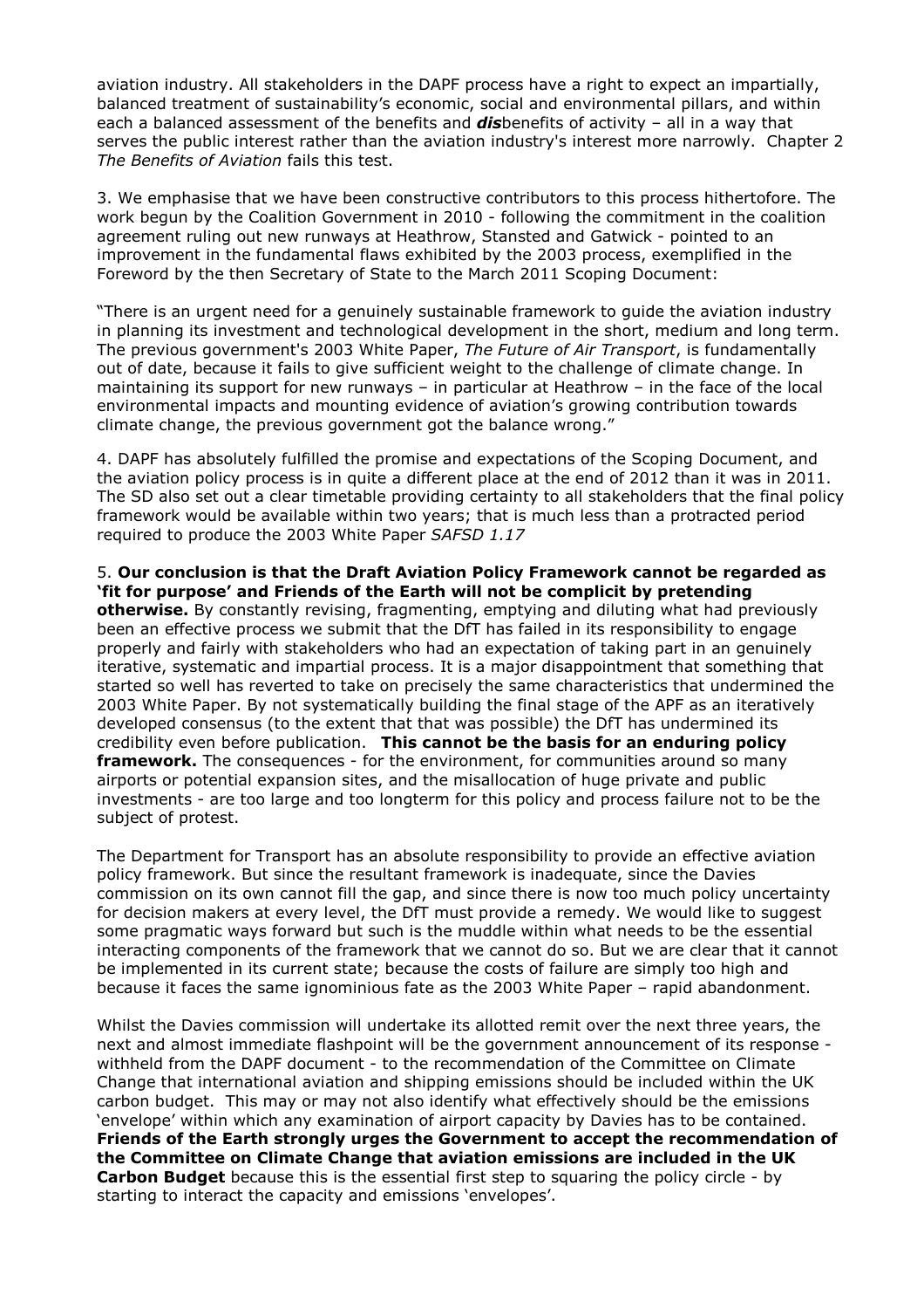aviation industry. All stakeholders in the DAPF process have a right to expect an impartially, balanced treatment of sustainability's economic, social and environmental pillars, and within each a balanced assessment of the benefits and ***dis***benefits of activity – all in a way that serves the public interest rather than the aviation industry's interest more narrowly. Chapter 2 *The Benefits of Aviation* fails this test.

3. We emphasise that we have been constructive contributors to this process hithertofore. The work begun by the Coalition Government in 2010 - following the commitment in the coalition agreement ruling out new runways at Heathrow, Stansted and Gatwick - pointed to an improvement in the fundamental flaws exhibited by the 2003 process, exemplified in the Foreword by the then Secretary of State to the March 2011 Scoping Document:

"There is an urgent need for a genuinely sustainable framework to guide the aviation industry in planning its investment and technological development in the short, medium and long term. The previous government's 2003 White Paper, *The Future of Air Transport*, is fundamentally out of date, because it fails to give sufficient weight to the challenge of climate change. In maintaining its support for new runways – in particular at Heathrow – in the face of the local environmental impacts and mounting evidence of aviation's growing contribution towards climate change, the previous government got the balance wrong."

4. DAPF has absolutely fulfilled the promise and expectations of the Scoping Document, and the aviation policy process is in quite a different place at the end of 2012 than it was in 2011. The SD also set out a clear timetable providing certainty to all stakeholders that the final policy framework would be available within two years; that is much less than a protracted period required to produce the 2003 White Paper *SAFSD 1.17*

5. **Our conclusion is that the Draft Aviation Policy Framework cannot be regarded as 'fit for purpose' and Friends of the Earth will not be complicit by pretending otherwise.** By constantly revising, fragmenting, emptying and diluting what had previously been an effective process we submit that the DfT has failed in its responsibility to engage properly and fairly with stakeholders who had an expectation of taking part in an genuinely iterative, systematic and impartial process. It is a major disappointment that something that started so well has reverted to take on precisely the same characteristics that undermined the 2003 White Paper. By not systematically building the final stage of the APF as an iteratively developed consensus (to the extent that that was possible) the DfT has undermined its credibility even before publication. **This cannot be the basis for an enduring policy framework.** The consequences - for the environment, for communities around so many airports or potential expansion sites, and the misallocation of huge private and public investments - are too large and too longterm for this policy and process failure not to be the subject of protest.

The Department for Transport has an absolute responsibility to provide an effective aviation policy framework. But since the resultant framework is inadequate, since the Davies commission on its own cannot fill the gap, and since there is now too much policy uncertainty for decision makers at every level, the DfT must provide a remedy. We would like to suggest some pragmatic ways forward but such is the muddle within what needs to be the essential interacting components of the framework that we cannot do so. But we are clear that it cannot be implemented in its current state; because the costs of failure are simply too high and because it faces the same ignominious fate as the 2003 White Paper – rapid abandonment.

Whilst the Davies commission will undertake its allotted remit over the next three years, the next and almost immediate flashpoint will be the government announcement of its response - withheld from the DAPF document - to the recommendation of the Committee on Climate Change that international aviation and shipping emissions should be included within the UK carbon budget. This may or may not also identify what effectively should be the emissions 'envelope' within which any examination of airport capacity by Davies has to be contained. **Friends of the Earth strongly urges the Government to accept the recommendation of the Committee on Climate Change that aviation emissions are included in the UK Carbon Budget** because this is the essential first step to squaring the policy circle - by starting to interact the capacity and emissions 'envelopes'.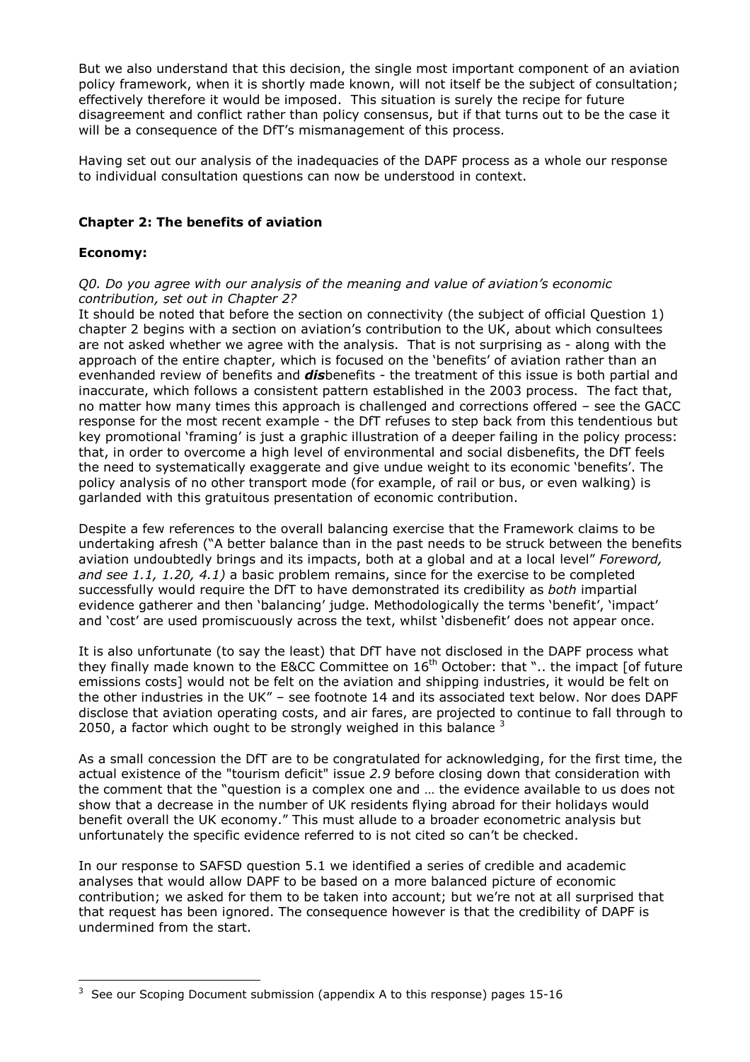But we also understand that this decision, the single most important component of an aviation policy framework, when it is shortly made known, will not itself be the subject of consultation; effectively therefore it would be imposed. This situation is surely the recipe for future disagreement and conflict rather than policy consensus, but if that turns out to be the case it will be a consequence of the DfT's mismanagement of this process.

Having set out our analysis of the inadequacies of the DAPF process as a whole our response to individual consultation questions can now be understood in context.

## Chapter 2: The benefits of aviation

### Economy:

*Q0. Do you agree with our analysis of the meaning and value of aviation's economic contribution, set out in Chapter 2?*

It should be noted that before the section on connectivity (the subject of official Question 1) chapter 2 begins with a section on aviation's contribution to the UK, about which consultees are not asked whether we agree with the analysis. That is not surprising as - along with the approach of the entire chapter, which is focused on the 'benefits' of aviation rather than an evenhanded review of benefits and ***dis***benefits - the treatment of this issue is both partial and inaccurate, which follows a consistent pattern established in the 2003 process. The fact that, no matter how many times this approach is challenged and corrections offered – see the GACC response for the most recent example - the DfT refuses to step back from this tendentious but key promotional 'framing' is just a graphic illustration of a deeper failing in the policy process: that, in order to overcome a high level of environmental and social disbenefits, the DfT feels the need to systematically exaggerate and give undue weight to its economic 'benefits'. The policy analysis of no other transport mode (for example, of rail or bus, or even walking) is garlanded with this gratuitous presentation of economic contribution.

Despite a few references to the overall balancing exercise that the Framework claims to be undertaking afresh ("A better balance than in the past needs to be struck between the benefits aviation undoubtedly brings and its impacts, both at a global and at a local level" *Foreword, and see 1.1, 1.20, 4.1)* a basic problem remains, since for the exercise to be completed successfully would require the DfT to have demonstrated its credibility as *both* impartial evidence gatherer and then 'balancing' judge. Methodologically the terms 'benefit', 'impact' and 'cost' are used promiscuously across the text, whilst 'disbenefit' does not appear once.

It is also unfortunate (to say the least) that DfT have not disclosed in the DAPF process what they finally made known to the E&CC Committee on 16th October: that ".. the impact [of future emissions costs] would not be felt on the aviation and shipping industries, it would be felt on the other industries in the UK" – see footnote 14 and its associated text below. Nor does DAPF disclose that aviation operating costs, and air fares, are projected to continue to fall through to 2050, a factor which ought to be strongly weighed in this balance [3]

As a small concession the DfT are to be congratulated for acknowledging, for the first time, the actual existence of the "tourism deficit" issue *2.9* before closing down that consideration with the comment that the "question is a complex one and … the evidence available to us does not show that a decrease in the number of UK residents flying abroad for their holidays would benefit overall the UK economy." This must allude to a broader econometric analysis but unfortunately the specific evidence referred to is not cited so can't be checked.

In our response to SAFSD question 5.1 we identified a series of credible and academic analyses that would allow DAPF to be based on a more balanced picture of economic contribution; we asked for them to be taken into account; but we're not at all surprised that that request has been ignored. The consequence however is that the credibility of DAPF is undermined from the start.

---

[3] See our Scoping Document submission (appendix A to this response) pages 15-16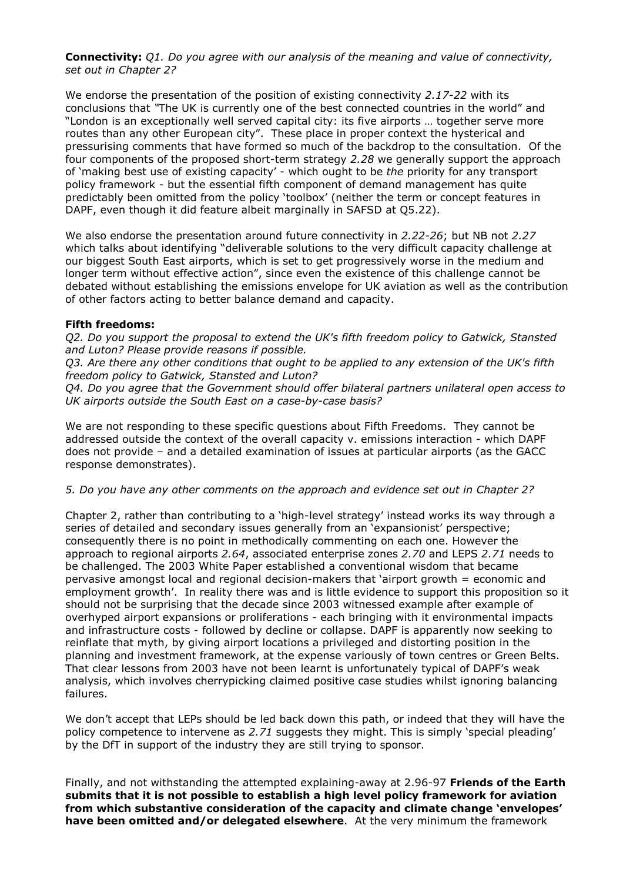**Connectivity:** *Q1. Do you agree with our analysis of the meaning and value of connectivity, set out in Chapter 2?*

We endorse the presentation of the position of existing connectivity *2.17-22* with its conclusions that "The UK is currently one of the best connected countries in the world" and "London is an exceptionally well served capital city: its five airports … together serve more routes than any other European city". These place in proper context the hysterical and pressurising comments that have formed so much of the backdrop to the consultation. Of the four components of the proposed short-term strategy *2.28* we generally support the approach of 'making best use of existing capacity' - which ought to be *the* priority for any transport policy framework - but the essential fifth component of demand management has quite predictably been omitted from the policy 'toolbox' (neither the term or concept features in DAPF, even though it did feature albeit marginally in SAFSD at Q5.22).

We also endorse the presentation around future connectivity in *2.22-26*; but NB not *2.27* which talks about identifying "deliverable solutions to the very difficult capacity challenge at our biggest South East airports, which is set to get progressively worse in the medium and longer term without effective action", since even the existence of this challenge cannot be debated without establishing the emissions envelope for UK aviation as well as the contribution of other factors acting to better balance demand and capacity.

**Fifth freedoms:**

*Q2. Do you support the proposal to extend the UK's fifth freedom policy to Gatwick, Stansted and Luton? Please provide reasons if possible.*

*Q3. Are there any other conditions that ought to be applied to any extension of the UK's fifth freedom policy to Gatwick, Stansted and Luton?*

*Q4. Do you agree that the Government should offer bilateral partners unilateral open access to UK airports outside the South East on a case-by-case basis?*

We are not responding to these specific questions about Fifth Freedoms. They cannot be addressed outside the context of the overall capacity v. emissions interaction - which DAPF does not provide – and a detailed examination of issues at particular airports (as the GACC response demonstrates).

*5. Do you have any other comments on the approach and evidence set out in Chapter 2?*

Chapter 2, rather than contributing to a 'high-level strategy' instead works its way through a series of detailed and secondary issues generally from an 'expansionist' perspective; consequently there is no point in methodically commenting on each one. However the approach to regional airports *2.64*, associated enterprise zones *2.70* and LEPS *2.71* needs to be challenged. The 2003 White Paper established a conventional wisdom that became pervasive amongst local and regional decision-makers that 'airport growth = economic and employment growth'. In reality there was and is little evidence to support this proposition so it should not be surprising that the decade since 2003 witnessed example after example of overhyped airport expansions or proliferations - each bringing with it environmental impacts and infrastructure costs - followed by decline or collapse. DAPF is apparently now seeking to reinflate that myth, by giving airport locations a privileged and distorting position in the planning and investment framework, at the expense variously of town centres or Green Belts. That clear lessons from 2003 have not been learnt is unfortunately typical of DAPF's weak analysis, which involves cherrypicking claimed positive case studies whilst ignoring balancing failures.

We don't accept that LEPs should be led back down this path, or indeed that they will have the policy competence to intervene as *2.71* suggests they might. This is simply 'special pleading' by the DfT in support of the industry they are still trying to sponsor.

Finally, and not withstanding the attempted explaining-away at 2.96-97 **Friends of the Earth submits that it is not possible to establish a high level policy framework for aviation from which substantive consideration of the capacity and climate change 'envelopes' have been omitted and/or delegated elsewhere**. At the very minimum the framework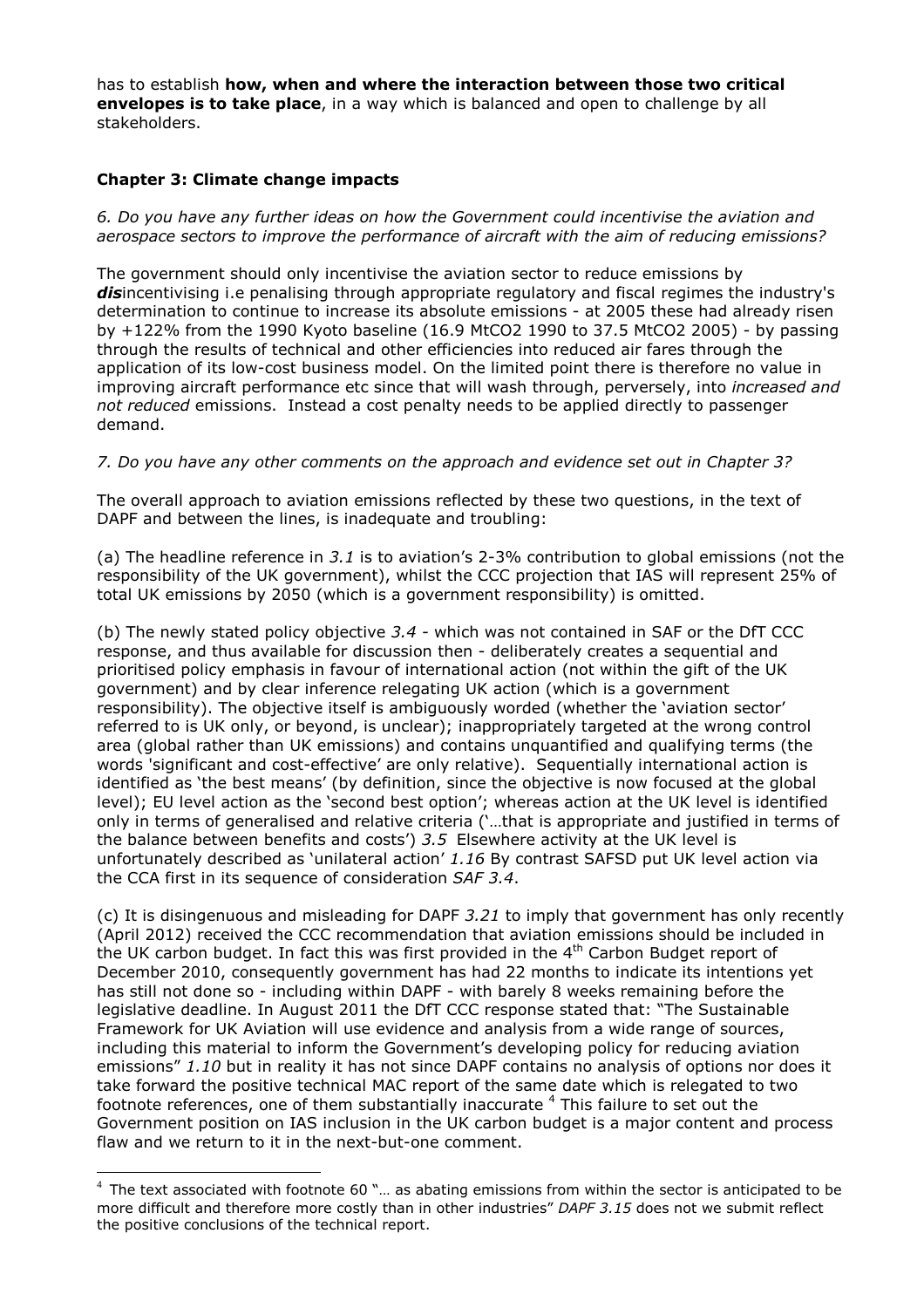has to establish **how, when and where the interaction between those two critical envelopes is to take place**, in a way which is balanced and open to challenge by all stakeholders.

### Chapter 3: Climate change impacts

*6. Do you have any further ideas on how the Government could incentivise the aviation and aerospace sectors to improve the performance of aircraft with the aim of reducing emissions?*

The government should only incentivise the aviation sector to reduce emissions by ***dis***incentivising i.e penalising through appropriate regulatory and fiscal regimes the industry's determination to continue to increase its absolute emissions - at 2005 these had already risen by +122% from the 1990 Kyoto baseline (16.9 $MtCO_2$ 1990 to 37.5 $MtCO_2$ 2005) - by passing through the results of technical and other efficiencies into reduced air fares through the application of its low-cost business model. On the limited point there is therefore no value in improving aircraft performance etc since that will wash through, perversely, into *increased and not reduced* emissions. Instead a cost penalty needs to be applied directly to passenger demand.

*7. Do you have any other comments on the approach and evidence set out in Chapter 3?*

The overall approach to aviation emissions reflected by these two questions, in the text of DAPF and between the lines, is inadequate and troubling:

(a) The headline reference in *3.1* is to aviation's 2-3% contribution to global emissions (not the responsibility of the UK government), whilst the CCC projection that IAS will represent 25% of total UK emissions by 2050 (which is a government responsibility) is omitted.

(b) The newly stated policy objective *3.4* - which was not contained in SAF or the DfT CCC response, and thus available for discussion then - deliberately creates a sequential and prioritised policy emphasis in favour of international action (not within the gift of the UK government) and by clear inference relegating UK action (which is a government responsibility). The objective itself is ambiguously worded (whether the 'aviation sector' referred to is UK only, or beyond, is unclear); inappropriately targeted at the wrong control area (global rather than UK emissions) and contains unquantified and qualifying terms (the words 'significant and cost-effective' are only relative). Sequentially international action is identified as 'the best means' (by definition, since the objective is now focused at the global level); EU level action as the 'second best option'; whereas action at the UK level is identified only in terms of generalised and relative criteria ('…that is appropriate and justified in terms of the balance between benefits and costs') *3.5* Elsewhere activity at the UK level is unfortunately described as 'unilateral action' *1.16* By contrast SAFSD put UK level action via the CCA first in its sequence of consideration *SAF 3.4*.

(c) It is disingenuous and misleading for DAPF *3.21* to imply that government has only recently (April 2012) received the CCC recommendation that aviation emissions should be included in the UK carbon budget. In fact this was first provided in the 4th Carbon Budget report of December 2010, consequently government has had 22 months to indicate its intentions yet has still not done so - including within DAPF - with barely 8 weeks remaining before the legislative deadline. In August 2011 the DfT CCC response stated that: "The Sustainable Framework for UK Aviation will use evidence and analysis from a wide range of sources, including this material to inform the Government's developing policy for reducing aviation emissions" *1.10* but in reality it has not since DAPF contains no analysis of options nor does it take forward the positive technical MAC report of the same date which is relegated to two footnote references, one of them substantially inaccurate [4] This failure to set out the Government position on IAS inclusion in the UK carbon budget is a major content and process flaw and we return to it in the next-but-one comment.

---

[4] The text associated with footnote 60 "… as abating emissions from within the sector is anticipated to be more difficult and therefore more costly than in other industries" *DAPF 3.15* does not we submit reflect the positive conclusions of the technical report.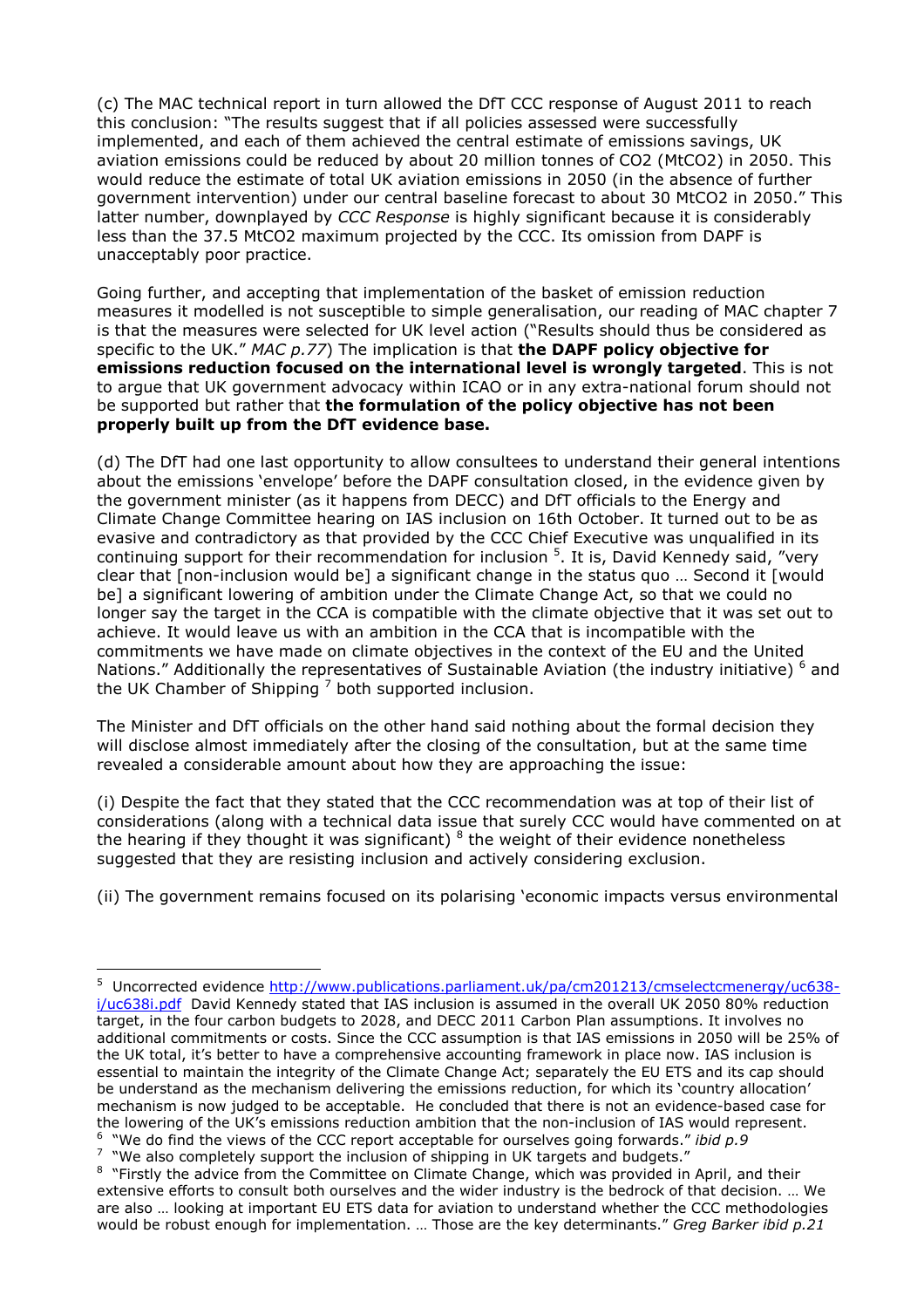(c) The MAC technical report in turn allowed the DfT CCC response of August 2011 to reach this conclusion: "The results suggest that if all policies assessed were successfully implemented, and each of them achieved the central estimate of emissions savings, UK aviation emissions could be reduced by about 20 million tonnes of CO2 (MtCO2) in 2050. This would reduce the estimate of total UK aviation emissions in 2050 (in the absence of further government intervention) under our central baseline forecast to about 30 MtCO2 in 2050." This latter number, downplayed by *CCC Response* is highly significant because it is considerably less than the 37.5 MtCO2 maximum projected by the CCC. Its omission from DAPF is unacceptably poor practice.

Going further, and accepting that implementation of the basket of emission reduction measures it modelled is not susceptible to simple generalisation, our reading of MAC chapter 7 is that the measures were selected for UK level action ("Results should thus be considered as specific to the UK." *MAC p.77*) The implication is that **the DAPF policy objective for emissions reduction focused on the international level is wrongly targeted**. This is not to argue that UK government advocacy within ICAO or in any extra-national forum should not be supported but rather that **the formulation of the policy objective has not been properly built up from the DfT evidence base.**

(d) The DfT had one last opportunity to allow consultees to understand their general intentions about the emissions 'envelope' before the DAPF consultation closed, in the evidence given by the government minister (as it happens from DECC) and DfT officials to the Energy and Climate Change Committee hearing on IAS inclusion on 16th October. It turned out to be as evasive and contradictory as that provided by the CCC Chief Executive was unqualified in its continuing support for their recommendation for inclusion [5]. It is, David Kennedy said, "very clear that [non-inclusion would be] a significant change in the status quo … Second it [would be] a significant lowering of ambition under the Climate Change Act, so that we could no longer say the target in the CCA is compatible with the climate objective that it was set out to achieve. It would leave us with an ambition in the CCA that is incompatible with the commitments we have made on climate objectives in the context of the EU and the United Nations." Additionally the representatives of Sustainable Aviation (the industry initiative) [6] and the UK Chamber of Shipping [7] both supported inclusion.

The Minister and DfT officials on the other hand said nothing about the formal decision they will disclose almost immediately after the closing of the consultation, but at the same time revealed a considerable amount about how they are approaching the issue:

(i) Despite the fact that they stated that the CCC recommendation was at top of their list of considerations (along with a technical data issue that surely CCC would have commented on at the hearing if they thought it was significant) [8] the weight of their evidence nonetheless suggested that they are resisting inclusion and actively considering exclusion.

(ii) The government remains focused on its polarising 'economic impacts versus environmental

---

[5] Uncorrected evidence http://www.publications.parliament.uk/pa/cm201213/cmselectcmenergy/uc638-i/uc638i.pdf David Kennedy stated that IAS inclusion is assumed in the overall UK 2050 80% reduction target, in the four carbon budgets to 2028, and DECC 2011 Carbon Plan assumptions. It involves no additional commitments or costs. Since the CCC assumption is that IAS emissions in 2050 will be 25% of the UK total, it's better to have a comprehensive accounting framework in place now. IAS inclusion is essential to maintain the integrity of the Climate Change Act; separately the EU ETS and its cap should be understand as the mechanism delivering the emissions reduction, for which its 'country allocation' mechanism is now judged to be acceptable. He concluded that there is not an evidence-based case for the lowering of the UK's emissions reduction ambition that the non-inclusion of IAS would represent.

[6] "We do find the views of the CCC report acceptable for ourselves going forwards." *ibid p.9*

[7] "We also completely support the inclusion of shipping in UK targets and budgets."

[8] "Firstly the advice from the Committee on Climate Change, which was provided in April, and their extensive efforts to consult both ourselves and the wider industry is the bedrock of that decision. … We are also … looking at important EU ETS data for aviation to understand whether the CCC methodologies would be robust enough for implementation. … Those are the key determinants." *Greg Barker ibid p.21*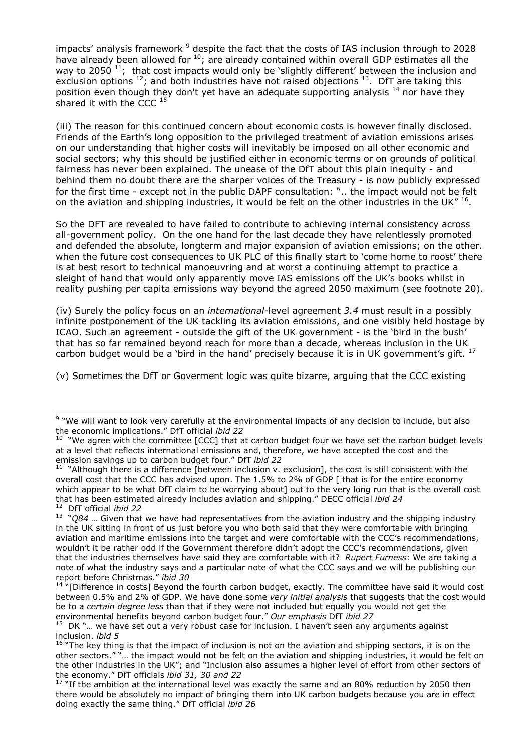impacts' analysis framework [9] despite the fact that the costs of IAS inclusion through to 2028 have already been allowed for [10]; are already contained within overall GDP estimates all the way to 2050 [11]; that cost impacts would only be 'slightly different' between the inclusion and exclusion options [12]; and both industries have not raised objections [13]. DfT are taking this position even though they don't yet have an adequate supporting analysis [14] nor have they shared it with the CCC [15]

(iii) The reason for this continued concern about economic costs is however finally disclosed. Friends of the Earth's long opposition to the privileged treatment of aviation emissions arises on our understanding that higher costs will inevitably be imposed on all other economic and social sectors; why this should be justified either in economic terms or on grounds of political fairness has never been explained. The unease of the DfT about this plain inequity - and behind them no doubt there are the sharper voices of the Treasury - is now publicly expressed for the first time - except not in the public DAPF consultation: ".. the impact would not be felt on the aviation and shipping industries, it would be felt on the other industries in the UK" [16].

So the DFT are revealed to have failed to contribute to achieving internal consistency across all-government policy. On the one hand for the last decade they have relentlessly promoted and defended the absolute, longterm and major expansion of aviation emissions; on the other. when the future cost consequences to UK PLC of this finally start to 'come home to roost' there is at best resort to technical manoeuvring and at worst a continuing attempt to practice a sleight of hand that would only apparently move IAS emissions off the UK's books whilst in reality pushing per capita emissions way beyond the agreed 2050 maximum (see footnote 20).

(iv) Surely the policy focus on an *international*-level agreement *3.4* must result in a possibly infinite postponement of the UK tackling its aviation emissions, and one visibly held hostage by ICAO. Such an agreement - outside the gift of the UK government - is the 'bird in the bush' that has so far remained beyond reach for more than a decade, whereas inclusion in the UK carbon budget would be a 'bird in the hand' precisely because it is in UK government's gift. [17]

(v) Sometimes the DfT or Goverment logic was quite bizarre, arguing that the CCC existing

---

[9] "We will want to look very carefully at the environmental impacts of any decision to include, but also the economic implications." DfT official *ibid 22*

[10] "We agree with the committee [CCC] that at carbon budget four we have set the carbon budget levels at a level that reflects international emissions and, therefore, we have accepted the cost and the emission savings up to carbon budget four." DfT *ibid 22*

[11] "Although there is a difference [between inclusion v. exclusion], the cost is still consistent with the overall cost that the CCC has advised upon. The 1.5% to 2% of GDP [ that is for the entire economy which appear to be what DfT claim to be worrying about] out to the very long run that is the overall cost that has been estimated already includes aviation and shipping." DECC official *ibid 24*

[12] DfT official *ibid 22*

[13] "*Q84* … Given that we have had representatives from the aviation industry and the shipping industry in the UK sitting in front of us just before you who both said that they were comfortable with bringing aviation and maritime emissions into the target and were comfortable with the CCC's recommendations, wouldn't it be rather odd if the Government therefore didn't adopt the CCC's recommendations, given that the industries themselves have said they are comfortable with it? *Rupert Furness*: We are taking a note of what the industry says and a particular note of what the CCC says and we will be publishing our report before Christmas." *ibid 30*

[14] "[Difference in costs] Beyond the fourth carbon budget, exactly. The committee have said it would cost between 0.5% and 2% of GDP. We have done some *very initial analysis* that suggests that the cost would be to a *certain degree less* than that if they were not included but equally you would not get the environmental benefits beyond carbon budget four." *Our emphasis* DfT *ibid 27*

[15] DK "… we have set out a very robust case for inclusion. I haven't seen any arguments against inclusion. *ibid 5*

[16] "The key thing is that the impact of inclusion is not on the aviation and shipping sectors, it is on the other sectors." "… the impact would not be felt on the aviation and shipping industries, it would be felt on the other industries in the UK"; and "Inclusion also assumes a higher level of effort from other sectors of the economy." DfT officials *ibid 31, 30 and 22*

[17] "If the ambition at the international level was exactly the same and an 80% reduction by 2050 then there would be absolutely no impact of bringing them into UK carbon budgets because you are in effect doing exactly the same thing." DfT official *ibid 26*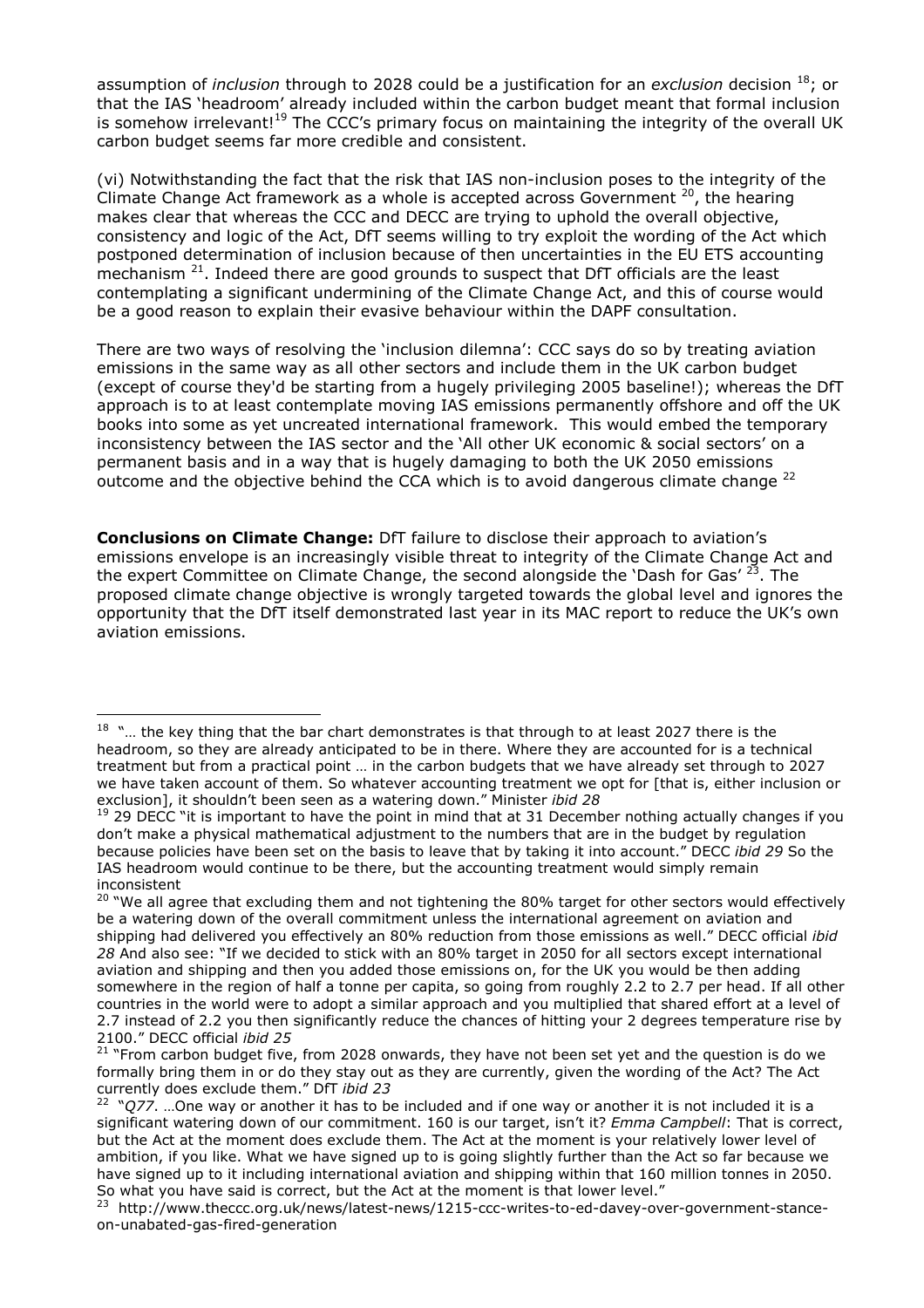assumption of *inclusion* through to 2028 could be a justification for an *exclusion* decision [18]; or that the IAS 'headroom' already included within the carbon budget meant that formal inclusion is somehow irrelevant![19] The CCC's primary focus on maintaining the integrity of the overall UK carbon budget seems far more credible and consistent.

(vi) Notwithstanding the fact that the risk that IAS non-inclusion poses to the integrity of the Climate Change Act framework as a whole is accepted across Government [20], the hearing makes clear that whereas the CCC and DECC are trying to uphold the overall objective, consistency and logic of the Act, DfT seems willing to try exploit the wording of the Act which postponed determination of inclusion because of then uncertainties in the EU ETS accounting mechanism [21]. Indeed there are good grounds to suspect that DfT officials are the least contemplating a significant undermining of the Climate Change Act, and this of course would be a good reason to explain their evasive behaviour within the DAPF consultation.

There are two ways of resolving the 'inclusion dilemma': CCC says do so by treating aviation emissions in the same way as all other sectors and include them in the UK carbon budget (except of course they'd be starting from a hugely privileging 2005 baseline!); whereas the DfT approach is to at least contemplate moving IAS emissions permanently offshore and off the UK books into some as yet uncreated international framework. This would embed the temporary inconsistency between the IAS sector and the 'All other UK economic & social sectors' on a permanent basis and in a way that is hugely damaging to both the UK 2050 emissions outcome and the objective behind the CCA which is to avoid dangerous climate change [22]

**Conclusions on Climate Change:** DfT failure to disclose their approach to aviation's emissions envelope is an increasingly visible threat to integrity of the Climate Change Act and the expert Committee on Climate Change, the second alongside the 'Dash for Gas' [23]. The proposed climate change objective is wrongly targeted towards the global level and ignores the opportunity that the DfT itself demonstrated last year in its MAC report to reduce the UK's own aviation emissions.

---

[18] "… the key thing that the bar chart demonstrates is that through to at least 2027 there is the headroom, so they are already anticipated to be in there. Where they are accounted for is a technical treatment but from a practical point … in the carbon budgets that we have already set through to 2027 we have taken account of them. So whatever accounting treatment we opt for [that is, either inclusion or exclusion], it shouldn't been seen as a watering down." Minister *ibid 28*

[19] 29 DECC "it is important to have the point in mind that at 31 December nothing actually changes if you don't make a physical mathematical adjustment to the numbers that are in the budget by regulation because policies have been set on the basis to leave that by taking it into account." DECC *ibid 29* So the IAS headroom would continue to be there, but the accounting treatment would simply remain inconsistent

[20] "We all agree that excluding them and not tightening the 80% target for other sectors would effectively be a watering down of the overall commitment unless the international agreement on aviation and shipping had delivered you effectively an 80% reduction from those emissions as well." DECC official *ibid 28* And also see: "If we decided to stick with an 80% target in 2050 for all sectors except international aviation and shipping and then you added those emissions on, for the UK you would be then adding somewhere in the region of half a tonne per capita, so going from roughly 2.2 to 2.7 per head. If all other countries in the world were to adopt a similar approach and you multiplied that shared effort at a level of 2.7 instead of 2.2 you then significantly reduce the chances of hitting your 2 degrees temperature rise by 2100." DECC official *ibid 25*

[21] "From carbon budget five, from 2028 onwards, they have not been set yet and the question is do we formally bring them in or do they stay out as they are currently, given the wording of the Act? The Act currently does exclude them." DfT *ibid 23*

[22] "*Q77*. …One way or another it has to be included and if one way or another it is not included it is a significant watering down of our commitment. 160 is our target, isn't it? *Emma Campbell*: That is correct, but the Act at the moment does exclude them. The Act at the moment is your relatively lower level of ambition, if you like. What we have signed up to is going slightly further than the Act so far because we have signed up to it including international aviation and shipping within that 160 million tonnes in 2050. So what you have said is correct, but the Act at the moment is that lower level."

[23] http://www.theccc.org.uk/news/latest-news/1215-ccc-writes-to-ed-davey-over-government-stance-on-unabated-gas-fired-generation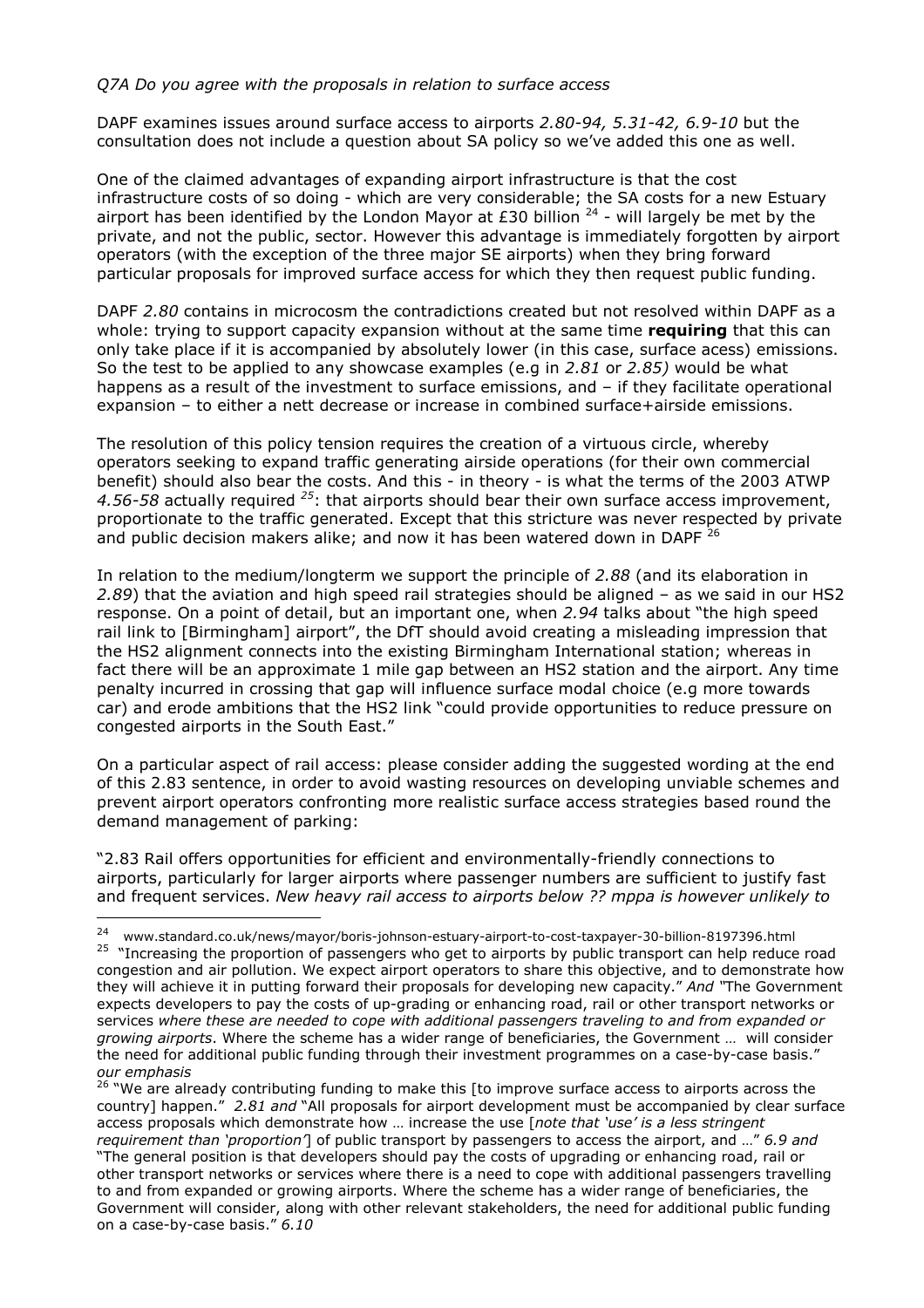*Q7A Do you agree with the proposals in relation to surface access*

DAPF examines issues around surface access to airports *2.80-94, 5.31-42, 6.9-10* but the consultation does not include a question about SA policy so we've added this one as well.

One of the claimed advantages of expanding airport infrastructure is that the cost infrastructure costs of so doing - which are very considerable; the SA costs for a new Estuary airport has been identified by the London Mayor at £30 billion [24] - will largely be met by the private, and not the public, sector. However this advantage is immediately forgotten by airport operators (with the exception of the three major SE airports) when they bring forward particular proposals for improved surface access for which they then request public funding.

DAPF *2.80* contains in microcosm the contradictions created but not resolved within DAPF as a whole: trying to support capacity expansion without at the same time **requiring** that this can only take place if it is accompanied by absolutely lower (in this case, surface acess) emissions. So the test to be applied to any showcase examples (e.g in *2.81* or *2.85)* would be what happens as a result of the investment to surface emissions, and – if they facilitate operational expansion – to either a nett decrease or increase in combined surface+airside emissions.

The resolution of this policy tension requires the creation of a virtuous circle, whereby operators seeking to expand traffic generating airside operations (for their own commercial benefit) should also bear the costs. And this - in theory - is what the terms of the 2003 ATWP *4.56-58* actually required *[25]*: that airports should bear their own surface access improvement, proportionate to the traffic generated. Except that this stricture was never respected by private and public decision makers alike; and now it has been watered down in DAPF [26]

In relation to the medium/longterm we support the principle of *2.88* (and its elaboration in *2.89*) that the aviation and high speed rail strategies should be aligned – as we said in our HS2 response. On a point of detail, but an important one, when *2.94* talks about "the high speed rail link to [Birmingham] airport", the DfT should avoid creating a misleading impression that the HS2 alignment connects into the existing Birmingham International station; whereas in fact there will be an approximate 1 mile gap between an HS2 station and the airport. Any time penalty incurred in crossing that gap will influence surface modal choice (e.g more towards car) and erode ambitions that the HS2 link "could provide opportunities to reduce pressure on congested airports in the South East."

On a particular aspect of rail access: please consider adding the suggested wording at the end of this 2.83 sentence, in order to avoid wasting resources on developing unviable schemes and prevent airport operators confronting more realistic surface access strategies based round the demand management of parking:

"2.83 Rail offers opportunities for efficient and environmentally-friendly connections to airports, particularly for larger airports where passenger numbers are sufficient to justify fast and frequent services. *New heavy rail access to airports below ?? mppa is however unlikely to*

---

[24] www.standard.co.uk/news/mayor/boris-johnson-estuary-airport-to-cost-taxpayer-30-billion-8197396.html

[25] "Increasing the proportion of passengers who get to airports by public transport can help reduce road congestion and air pollution. We expect airport operators to share this objective, and to demonstrate how they will achieve it in putting forward their proposals for developing new capacity." *And* "The Government expects developers to pay the costs of up-grading or enhancing road, rail or other transport networks or services *where these are needed to cope with additional passengers traveling to and from expanded or growing airports*. Where the scheme has a wider range of beneficiaries, the Government … will consider the need for additional public funding through their investment programmes on a case-by-case basis." *our emphasis*

[26] "We are already contributing funding to make this [to improve surface access to airports across the country] happen." *2.81 and* "All proposals for airport development must be accompanied by clear surface access proposals which demonstrate how … increase the use [*note that 'use' is a less stringent requirement than 'proportion'*] of public transport by passengers to access the airport, and …" *6.9 and* "The general position is that developers should pay the costs of upgrading or enhancing road, rail or other transport networks or services where there is a need to cope with additional passengers travelling to and from expanded or growing airports. Where the scheme has a wider range of beneficiaries, the Government will consider, along with other relevant stakeholders, the need for additional public funding on a case-by-case basis." *6.10*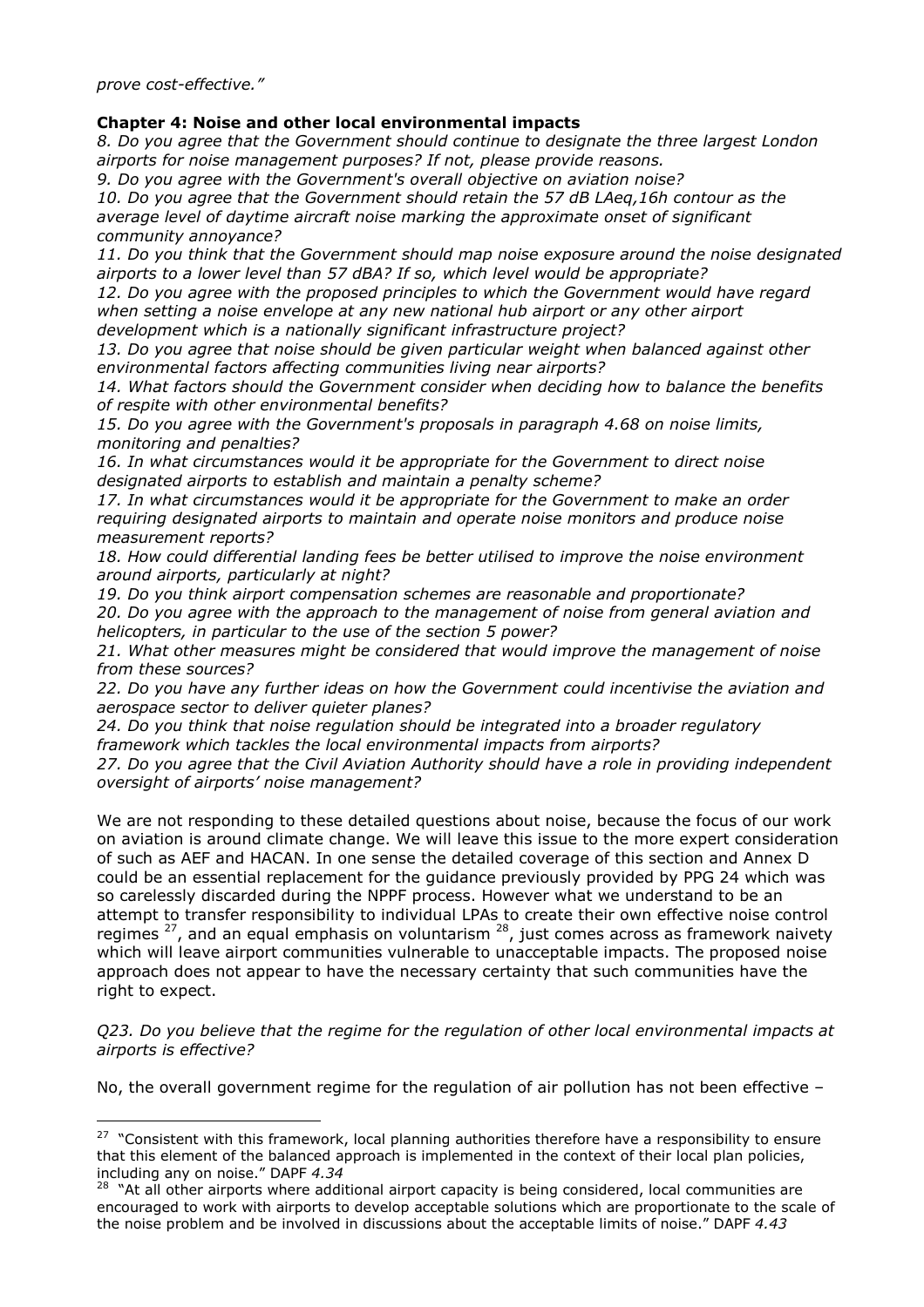*prove cost-effective."*

**Chapter 4: Noise and other local environmental impacts**

*8. Do you agree that the Government should continue to designate the three largest London airports for noise management purposes? If not, please provide reasons.*
*9. Do you agree with the Government's overall objective on aviation noise?*
*10. Do you agree that the Government should retain the 57 dB LAeq,16h contour as the average level of daytime aircraft noise marking the approximate onset of significant community annoyance?*
*11. Do you think that the Government should map noise exposure around the noise designated airports to a lower level than 57 dBA? If so, which level would be appropriate?*
*12. Do you agree with the proposed principles to which the Government would have regard when setting a noise envelope at any new national hub airport or any other airport development which is a nationally significant infrastructure project?*
*13. Do you agree that noise should be given particular weight when balanced against other environmental factors affecting communities living near airports?*
*14. What factors should the Government consider when deciding how to balance the benefits of respite with other environmental benefits?*
*15. Do you agree with the Government's proposals in paragraph 4.68 on noise limits, monitoring and penalties?*
*16. In what circumstances would it be appropriate for the Government to direct noise designated airports to establish and maintain a penalty scheme?*
*17. In what circumstances would it be appropriate for the Government to make an order requiring designated airports to maintain and operate noise monitors and produce noise measurement reports?*
*18. How could differential landing fees be better utilised to improve the noise environment around airports, particularly at night?*
*19. Do you think airport compensation schemes are reasonable and proportionate?*
*20. Do you agree with the approach to the management of noise from general aviation and helicopters, in particular to the use of the section 5 power?*
*21. What other measures might be considered that would improve the management of noise from these sources?*
*22. Do you have any further ideas on how the Government could incentivise the aviation and aerospace sector to deliver quieter planes?*
*24. Do you think that noise regulation should be integrated into a broader regulatory framework which tackles the local environmental impacts from airports?*
*27. Do you agree that the Civil Aviation Authority should have a role in providing independent oversight of airports' noise management?*

We are not responding to these detailed questions about noise, because the focus of our work on aviation is around climate change. We will leave this issue to the more expert consideration of such as AEF and HACAN. In one sense the detailed coverage of this section and Annex D could be an essential replacement for the guidance previously provided by PPG 24 which was so carelessly discarded during the NPPF process. However what we understand to be an attempt to transfer responsibility to individual LPAs to create their own effective noise control regimes [27], and an equal emphasis on voluntarism [28], just comes across as framework naivety which will leave airport communities vulnerable to unacceptable impacts. The proposed noise approach does not appear to have the necessary certainty that such communities have the right to expect.

*Q23. Do you believe that the regime for the regulation of other local environmental impacts at airports is effective?*

No, the overall government regime for the regulation of air pollution has not been effective –

---

[27] "Consistent with this framework, local planning authorities therefore have a responsibility to ensure that this element of the balanced approach is implemented in the context of their local plan policies, including any on noise." DAPF *4.34*

[28] "At all other airports where additional airport capacity is being considered, local communities are encouraged to work with airports to develop acceptable solutions which are proportionate to the scale of the noise problem and be involved in discussions about the acceptable limits of noise." DAPF *4.43*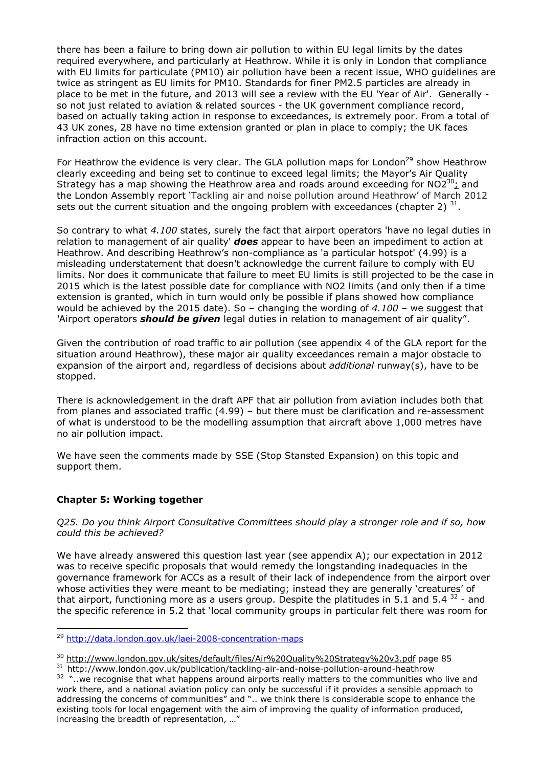there has been a failure to bring down air pollution to within EU legal limits by the dates required everywhere, and particularly at Heathrow. While it is only in London that compliance with EU limits for particulate (PM10) air pollution have been a recent issue, WHO guidelines are twice as stringent as EU limits for PM10. Standards for finer PM2.5 particles are already in place to be met in the future, and 2013 will see a review with the EU 'Year of Air'. Generally - so not just related to aviation & related sources - the UK government compliance record, based on actually taking action in response to exceedances, is extremely poor. From a total of 43 UK zones, 28 have no time extension granted or plan in place to comply; the UK faces infraction action on this account.

For Heathrow the evidence is very clear. The GLA pollution maps for London[29] show Heathrow clearly exceeding and being set to continue to exceed legal limits; the Mayor's Air Quality Strategy has a map showing the Heathrow area and roads around exceeding for NO2[30]; and the London Assembly report 'Tackling air and noise pollution around Heathrow' of March 2012 sets out the current situation and the ongoing problem with exceedances (chapter 2) [31].

So contrary to what *4.100* states, surely the fact that airport operators 'have no legal duties in relation to management of air quality' ***does*** appear to have been an impediment to action at Heathrow. And describing Heathrow's non-compliance as 'a particular hotspot' (4.99) is a misleading understatement that doesn't acknowledge the current failure to comply with EU limits. Nor does it communicate that failure to meet EU limits is still projected to be the case in 2015 which is the latest possible date for compliance with NO2 limits (and only then if a time extension is granted, which in turn would only be possible if plans showed how compliance would be achieved by the 2015 date). So – changing the wording of *4.100* – we suggest that 'Airport operators ***should be given*** legal duties in relation to management of air quality".

Given the contribution of road traffic to air pollution (see appendix 4 of the GLA report for the situation around Heathrow), these major air quality exceedances remain a major obstacle to expansion of the airport and, regardless of decisions about *additional* runway(s), have to be stopped.

There is acknowledgement in the draft APF that air pollution from aviation includes both that from planes and associated traffic (4.99) – but there must be clarification and re-assessment of what is understood to be the modelling assumption that aircraft above 1,000 metres have no air pollution impact.

We have seen the comments made by SSE (Stop Stansted Expansion) on this topic and support them.

## Chapter 5: Working together

*Q25. Do you think Airport Consultative Committees should play a stronger role and if so, how could this be achieved?*

We have already answered this question last year (see appendix A); our expectation in 2012 was to receive specific proposals that would remedy the longstanding inadequacies in the governance framework for ACCs as a result of their lack of independence from the airport over whose activities they were meant to be mediating; instead they are generally 'creatures' of that airport, functioning more as a users group. Despite the platitudes in 5.1 and 5.4 [32] - and the specific reference in 5.2 that 'local community groups in particular felt there was room for

---

[29] http://data.london.gov.uk/laei-2008-concentration-maps

[30] http://www.london.gov.uk/sites/default/files/Air%20Quality%20Strategy%20v3.pdf page 85

[31] http://www.london.gov.uk/publication/tackling-air-and-noise-pollution-around-heathrow

[32] "..we recognise that what happens around airports really matters to the communities who live and work there, and a national aviation policy can only be successful if it provides a sensible approach to addressing the concerns of communities" and ".. we think there is considerable scope to enhance the existing tools for local engagement with the aim of improving the quality of information produced, increasing the breadth of representation, …"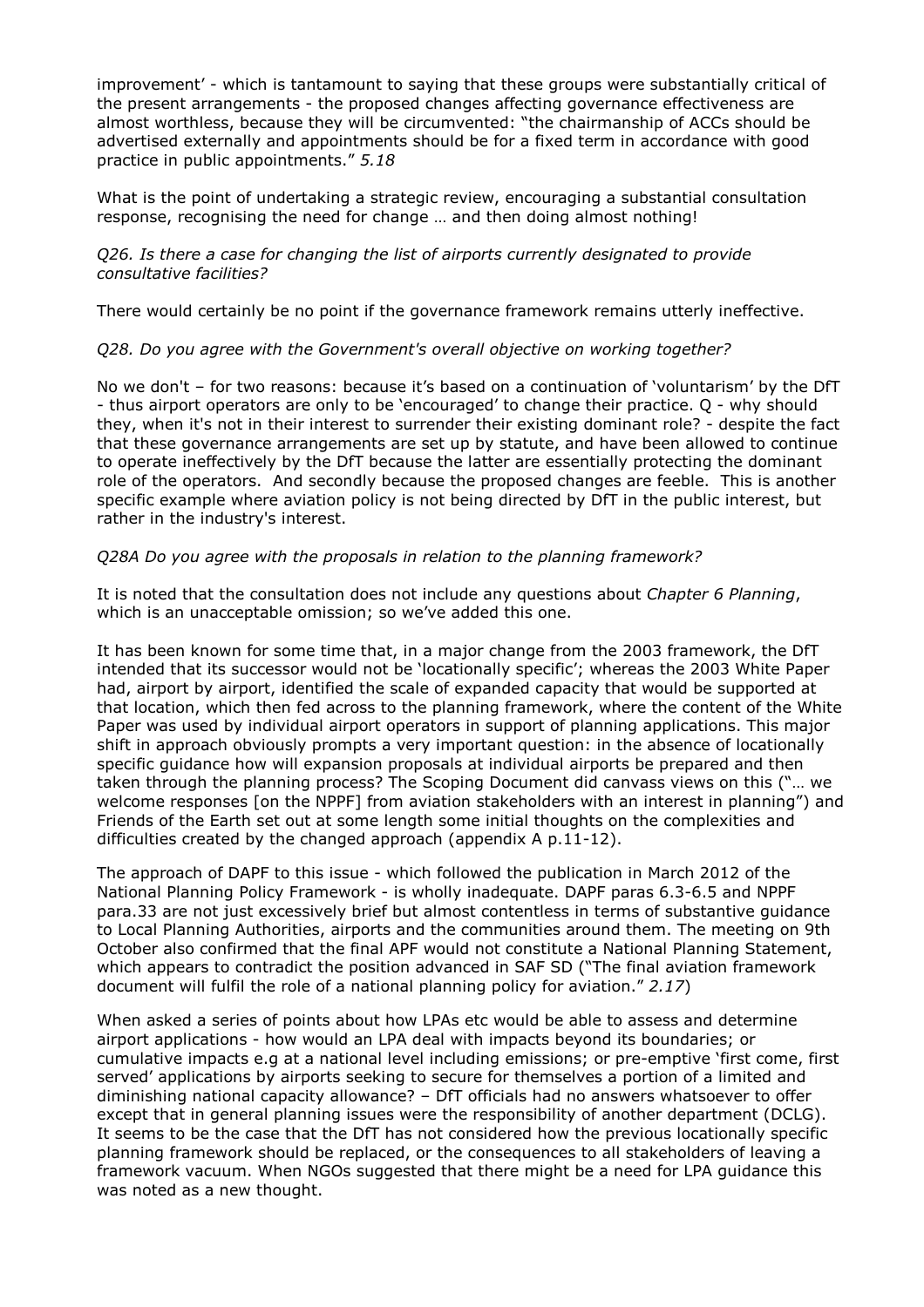improvement' - which is tantamount to saying that these groups were substantially critical of the present arrangements - the proposed changes affecting governance effectiveness are almost worthless, because they will be circumvented: "the chairmanship of ACCs should be advertised externally and appointments should be for a fixed term in accordance with good practice in public appointments." *5.18*

What is the point of undertaking a strategic review, encouraging a substantial consultation response, recognising the need for change … and then doing almost nothing!

*Q26. Is there a case for changing the list of airports currently designated to provide consultative facilities?*

There would certainly be no point if the governance framework remains utterly ineffective.

*Q28. Do you agree with the Government's overall objective on working together?*

No we don't – for two reasons: because it's based on a continuation of 'voluntarism' by the DfT - thus airport operators are only to be 'encouraged' to change their practice. Q - why should they, when it's not in their interest to surrender their existing dominant role? - despite the fact that these governance arrangements are set up by statute, and have been allowed to continue to operate ineffectively by the DfT because the latter are essentially protecting the dominant role of the operators. And secondly because the proposed changes are feeble. This is another specific example where aviation policy is not being directed by DfT in the public interest, but rather in the industry's interest.

*Q28A Do you agree with the proposals in relation to the planning framework?*

It is noted that the consultation does not include any questions about *Chapter 6 Planning*, which is an unacceptable omission; so we've added this one.

It has been known for some time that, in a major change from the 2003 framework, the DfT intended that its successor would not be 'locationally specific'; whereas the 2003 White Paper had, airport by airport, identified the scale of expanded capacity that would be supported at that location, which then fed across to the planning framework, where the content of the White Paper was used by individual airport operators in support of planning applications. This major shift in approach obviously prompts a very important question: in the absence of locationally specific guidance how will expansion proposals at individual airports be prepared and then taken through the planning process? The Scoping Document did canvass views on this ("… we welcome responses [on the NPPF] from aviation stakeholders with an interest in planning") and Friends of the Earth set out at some length some initial thoughts on the complexities and difficulties created by the changed approach (appendix A p.11-12).

The approach of DAPF to this issue - which followed the publication in March 2012 of the National Planning Policy Framework - is wholly inadequate. DAPF paras 6.3-6.5 and NPPF para.33 are not just excessively brief but almost contentless in terms of substantive guidance to Local Planning Authorities, airports and the communities around them. The meeting on 9th October also confirmed that the final APF would not constitute a National Planning Statement, which appears to contradict the position advanced in SAF SD ("The final aviation framework document will fulfil the role of a national planning policy for aviation." *2.17*)

When asked a series of points about how LPAs etc would be able to assess and determine airport applications - how would an LPA deal with impacts beyond its boundaries; or cumulative impacts e.g at a national level including emissions; or pre-emptive 'first come, first served' applications by airports seeking to secure for themselves a portion of a limited and diminishing national capacity allowance? – DfT officials had no answers whatsoever to offer except that in general planning issues were the responsibility of another department (DCLG). It seems to be the case that the DfT has not considered how the previous locationally specific planning framework should be replaced, or the consequences to all stakeholders of leaving a framework vacuum. When NGOs suggested that there might be a need for LPA guidance this was noted as a new thought.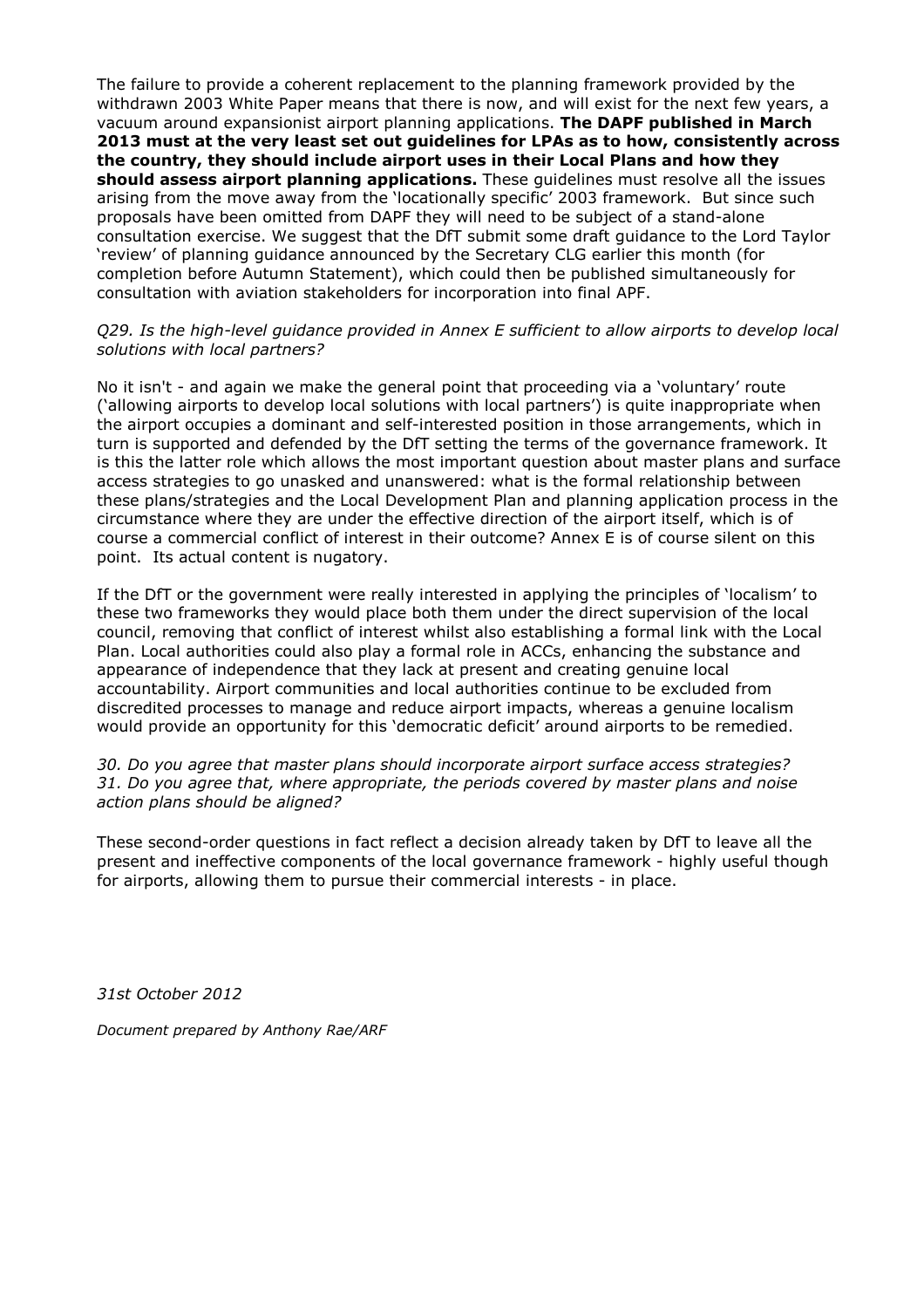The failure to provide a coherent replacement to the planning framework provided by the withdrawn 2003 White Paper means that there is now, and will exist for the next few years, a vacuum around expansionist airport planning applications. **The DAPF published in March 2013 must at the very least set out guidelines for LPAs as to how, consistently across the country, they should include airport uses in their Local Plans and how they should assess airport planning applications.** These guidelines must resolve all the issues arising from the move away from the 'locationally specific' 2003 framework. But since such proposals have been omitted from DAPF they will need to be subject of a stand-alone consultation exercise. We suggest that the DfT submit some draft guidance to the Lord Taylor 'review' of planning guidance announced by the Secretary CLG earlier this month (for completion before Autumn Statement), which could then be published simultaneously for consultation with aviation stakeholders for incorporation into final APF.

*Q29. Is the high-level guidance provided in Annex E sufficient to allow airports to develop local solutions with local partners?*

No it isn't - and again we make the general point that proceeding via a 'voluntary' route ('allowing airports to develop local solutions with local partners') is quite inappropriate when the airport occupies a dominant and self-interested position in those arrangements, which in turn is supported and defended by the DfT setting the terms of the governance framework. It is this the latter role which allows the most important question about master plans and surface access strategies to go unasked and unanswered: what is the formal relationship between these plans/strategies and the Local Development Plan and planning application process in the circumstance where they are under the effective direction of the airport itself, which is of course a commercial conflict of interest in their outcome? Annex E is of course silent on this point. Its actual content is nugatory.

If the DfT or the government were really interested in applying the principles of 'localism' to these two frameworks they would place both them under the direct supervision of the local council, removing that conflict of interest whilst also establishing a formal link with the Local Plan. Local authorities could also play a formal role in ACCs, enhancing the substance and appearance of independence that they lack at present and creating genuine local accountability. Airport communities and local authorities continue to be excluded from discredited processes to manage and reduce airport impacts, whereas a genuine localism would provide an opportunity for this 'democratic deficit' around airports to be remedied.

*30. Do you agree that master plans should incorporate airport surface access strategies?*
*31. Do you agree that, where appropriate, the periods covered by master plans and noise action plans should be aligned?*

These second-order questions in fact reflect a decision already taken by DfT to leave all the present and ineffective components of the local governance framework - highly useful though for airports, allowing them to pursue their commercial interests - in place.

*31st October 2012*

*Document prepared by Anthony Rae/ARF*